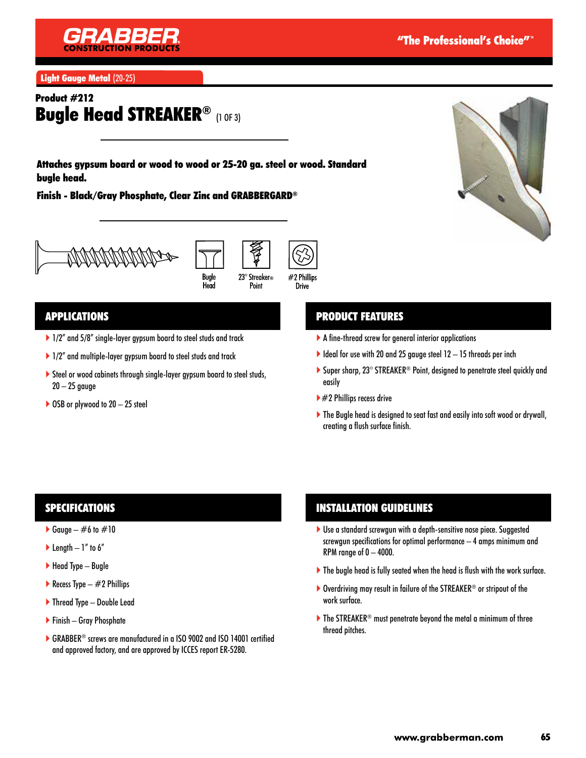**GRABBER**
CONSTRUCTION PRODUCTS

"The Professional's Choice"™

**Light Gauge Metal** (20-25)

**Product #212**

# Bugle Head STREAKER® (1 OF 3)

**Attaches gypsum board or wood to wood or 25-20 ga. steel or wood. Standard bugle head.**

**Finish - Black/Gray Phosphate, Clear Zinc and GRABBERGARD®**

Bugle Head | 23° Streaker® Point | #2 Phillips Drive

## APPLICATIONS

- 1/2" and 5/8" single-layer gypsum board to steel studs and track
- 1/2" and multiple-layer gypsum board to steel studs and track
- Steel or wood cabinets through single-layer gypsum board to steel studs, 20 – 25 gauge
- OSB or plywood to 20 – 25 steel

## PRODUCT FEATURES

- A fine-thread screw for general interior applications
- Ideal for use with 20 and 25 gauge steel 12 – 15 threads per inch
- Super sharp, 23° STREAKER® Point, designed to penetrate steel quickly and easily
- #2 Phillips recess drive
- The Bugle head is designed to seat fast and easily into soft wood or drywall, creating a flush surface finish.

## SPECIFICATIONS

- Gauge – #6 to #10
- Length – 1" to 6"
- Head Type – Bugle
- Recess Type – #2 Phillips
- Thread Type – Double Lead
- Finish – Gray Phosphate
- GRABBER® screws are manufactured in a ISO 9002 and ISO 14001 certified and approved factory, and are approved by ICCES report ER-5280.

## INSTALLATION GUIDELINES

- Use a standard screwgun with a depth-sensitive nose piece. Suggested screwgun specifications for optimal performance – 4 amps minimum and RPM range of 0 – 4000.
- The bugle head is fully seated when the head is flush with the work surface.
- Overdriving may result in failure of the STREAKER® or stripout of the work surface.
- The STREAKER® must penetrate beyond the metal a minimum of three thread pitches.

www.grabberman.com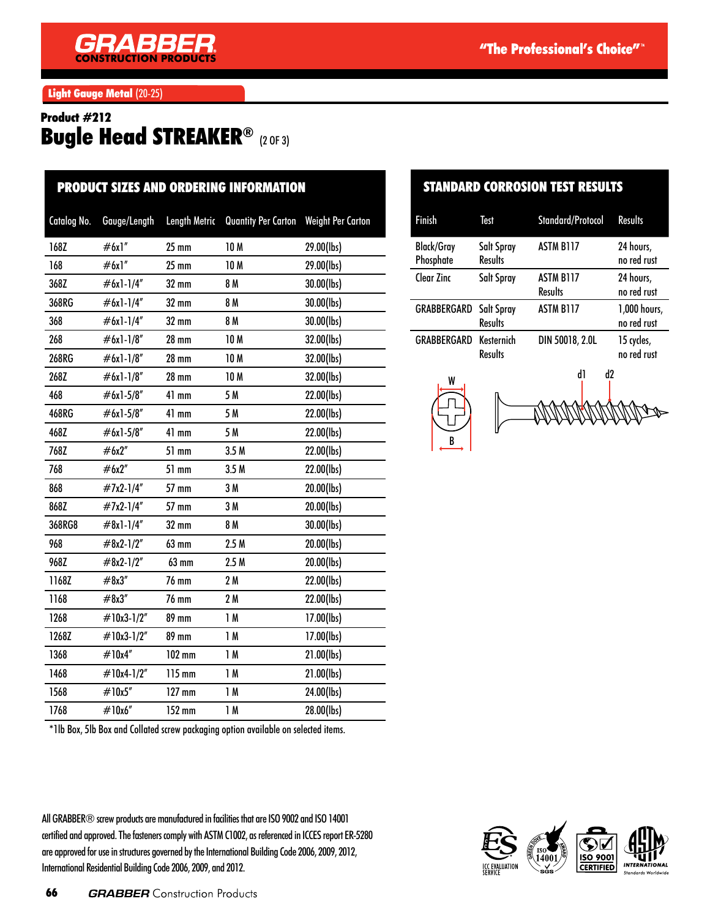GRABBER CONSTRUCTION PRODUCTS

"The Professional's Choice"™

**Light Gauge Metal** (20-25)

**Product #212**

# Bugle Head STREAKER® (2 OF 3)

## PRODUCT SIZES AND ORDERING INFORMATION

| Catalog No. | Gauge/Length | Length Metric | Quantity Per Carton | Weight Per Carton |
|---|---|---|---|---|
| 168Z | #6x1" | 25 mm | 10 M | 29.00(lbs) |
| 168 | #6x1" | 25 mm | 10 M | 29.00(lbs) |
| 368Z | #6x1-1/4" | 32 mm | 8 M | 30.00(lbs) |
| 368RG | #6x1-1/4" | 32 mm | 8 M | 30.00(lbs) |
| 368 | #6x1-1/4" | 32 mm | 8 M | 30.00(lbs) |
| 268 | #6x1-1/8" | 28 mm | 10 M | 32.00(lbs) |
| 268RG | #6x1-1/8" | 28 mm | 10 M | 32.00(lbs) |
| 268Z | #6x1-1/8" | 28 mm | 10 M | 32.00(lbs) |
| 468 | #6x1-5/8" | 41 mm | 5 M | 22.00(lbs) |
| 468RG | #6x1-5/8" | 41 mm | 5 M | 22.00(lbs) |
| 468Z | #6x1-5/8" | 41 mm | 5 M | 22.00(lbs) |
| 768Z | #6x2" | 51 mm | 3.5 M | 22.00(lbs) |
| 768 | #6x2" | 51 mm | 3.5 M | 22.00(lbs) |
| 868 | #7x2-1/4" | 57 mm | 3 M | 20.00(lbs) |
| 868Z | #7x2-1/4" | 57 mm | 3 M | 20.00(lbs) |
| 368RG8 | #8x1-1/4" | 32 mm | 8 M | 30.00(lbs) |
| 968 | #8x2-1/2" | 63 mm | 2.5 M | 20.00(lbs) |
| 968Z | #8x2-1/2" | 63 mm | 2.5 M | 20.00(lbs) |
| 1168Z | #8x3" | 76 mm | 2 M | 22.00(lbs) |
| 1168 | #8x3" | 76 mm | 2 M | 22.00(lbs) |
| 1268 | #10x3-1/2" | 89 mm | 1 M | 17.00(lbs) |
| 1268Z | #10x3-1/2" | 89 mm | 1 M | 17.00(lbs) |
| 1368 | #10x4" | 102 mm | 1 M | 21.00(lbs) |
| 1468 | #10x4-1/2" | 115 mm | 1 M | 21.00(lbs) |
| 1568 | #10x5" | 127 mm | 1 M | 24.00(lbs) |
| 1768 | #10x6" | 152 mm | 1 M | 28.00(lbs) |

*1lb Box, 5lb Box and Collated screw packaging option available on selected items.

## STANDARD CORROSION TEST RESULTS

| Finish | Test | Standard/Protocol | Results |
|---|---|---|---|
| Black/Gray Phosphate | Salt Spray Results | ASTM B117 | 24 hours, no red rust |
| Clear Zinc | Salt Spray | ASTM B117 Results | 24 hours, no red rust |
| GRABBERGARD | Salt Spray Results | ASTM B117 | 1,000 hours, no red rust |
| GRABBERGARD | Kesternich Results | DIN 50018, 2.0L | 15 cycles, no red rust |

W B d1 d2

All GRABBER® screw products are manufactured in facilities that are ISO 9002 and ISO 14001 certified and approved. The fasteners comply with ASTM C1002, as referenced in ICCES report ER-5280 are approved for use in structures governed by the International Building Code 2006, 2009, 2012, International Residential Building Code 2006, 2009, and 2012.

ICC EVALUATION SERVICE · ISO 14001 · ISO 9001 CERTIFIED · ASTM INTERNATIONAL Standards Worldwide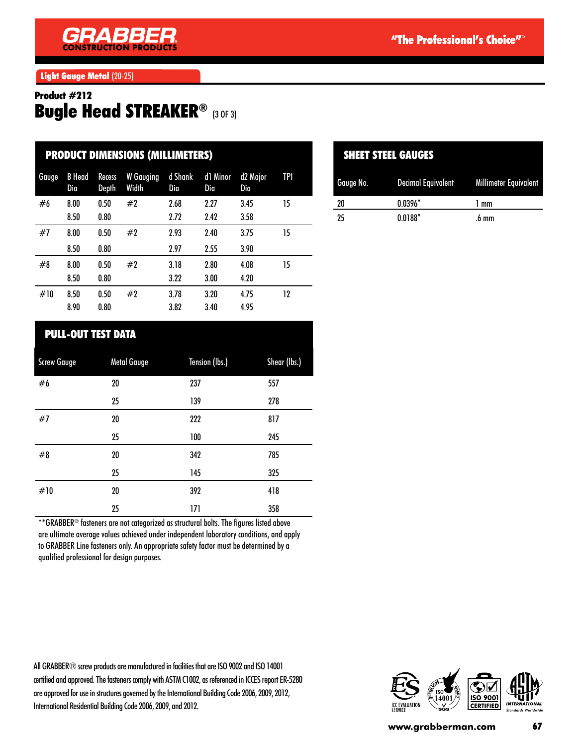Light Gauge Metal (20-25)

**Product #212**

# Bugle Head STREAKER® (3 OF 3)

## PRODUCT DIMENSIONS (MILLIMETERS)

| Gauge | B Head Dia | Recess Depth | W Gauging Width | d Shank Dia | d1 Minor Dia | d2 Major Dia | TPI |
|---|---|---|---|---|---|---|---|
| #6 | 8.00 | 0.50 | #2 | 2.68 | 2.27 | 3.45 | 15 |
| | 8.50 | 0.80 | | 2.72 | 2.42 | 3.58 | |
| #7 | 8.00 | 0.50 | #2 | 2.93 | 2.40 | 3.75 | 15 |
| | 8.50 | 0.80 | | 2.97 | 2.55 | 3.90 | |
| #8 | 8.00 | 0.50 | #2 | 3.18 | 2.80 | 4.08 | 15 |
| | 8.50 | 0.80 | | 3.22 | 3.00 | 4.20 | |
| #10 | 8.50 | 0.50 | #2 | 3.78 | 3.20 | 4.75 | 12 |
| | 8.90 | 0.80 | | 3.82 | 3.40 | 4.95 | |

## SHEET STEEL GAUGES

| Gauge No. | Decimal Equivalent | Millimeter Equivalent |
|---|---|---|
| 20 | 0.0396″ | 1 mm |
| 25 | 0.0188″ | .6 mm |

## PULL-OUT TEST DATA

| Screw Gauge | Metal Gauge | Tension (lbs.) | Shear (lbs.) |
|---|---|---|---|
| #6 | 20 | 237 | 557 |
| | 25 | 139 | 278 |
| #7 | 20 | 222 | 817 |
| | 25 | 100 | 245 |
| #8 | 20 | 342 | 785 |
| | 25 | 145 | 325 |
| #10 | 20 | 392 | 418 |
| | 25 | 171 | 358 |

**GRABBER® fasteners are not categorized as structural bolts. The figures listed above are ultimate average values achieved under independent laboratory conditions, and apply to GRABBER Line fasteners only. An appropriate safety factor must be determined by a qualified professional for design purposes.

All GRABBER® screw products are manufactured in facilities that are ISO 9002 and ISO 14001 certified and approved. The fasteners comply with ASTM C1002, as referenced in ICCES report ER-5280 are approved for use in structures governed by the International Building Code 2006, 2009, 2012, International Residential Building Code 2006, 2009, and 2012.